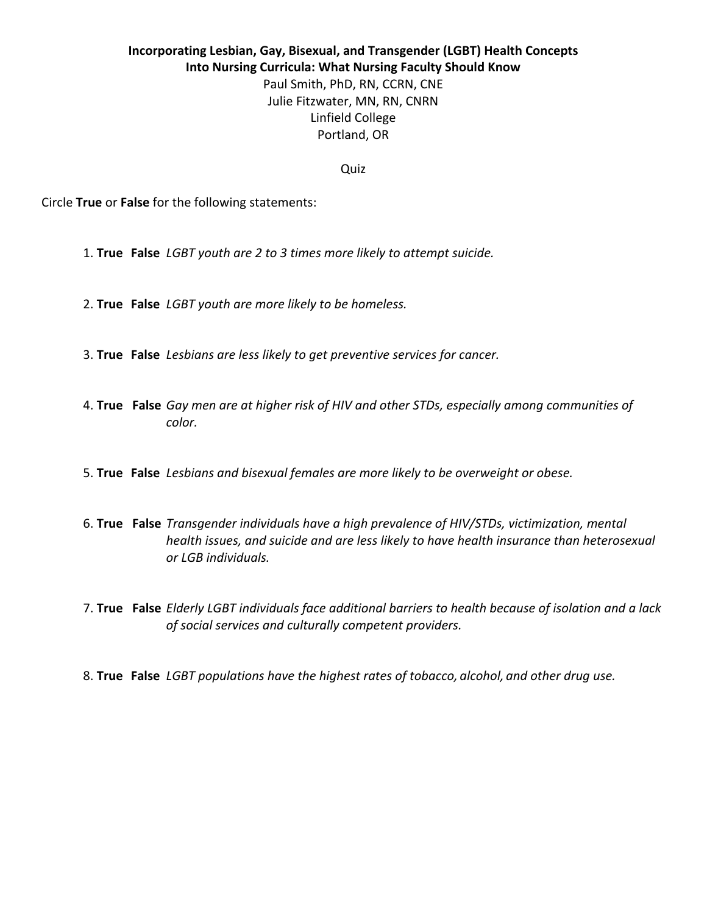**Incorporating Lesbian, Gay, Bisexual, and Transgender (LGBT) Health Concepts Into Nursing Curricula: What Nursing Faculty Should Know**

Paul Smith, PhD, RN, CCRN, CNE
Julie Fitzwater, MN, RN, CNRN
Linfield College
Portland, OR

Quiz

Circle **True** or **False** for the following statements:

1. **True** **False** *LGBT youth are 2 to 3 times more likely to attempt suicide.*
2. **True** **False** *LGBT youth are more likely to be homeless.*
3. **True** **False** *Lesbians are less likely to get preventive services for cancer.*
4. **True** **False** *Gay men are at higher risk of HIV and other STDs, especially among communities of color.*
5. **True** **False** *Lesbians and bisexual females are more likely to be overweight or obese.*
6. **True** **False** *Transgender individuals have a high prevalence of HIV/STDs, victimization, mental health issues, and suicide and are less likely to have health insurance than heterosexual or LGB individuals.*
7. **True** **False** *Elderly LGBT individuals face additional barriers to health because of isolation and a lack of social services and culturally competent providers.*
8. **True** **False** *LGBT populations have the highest rates of tobacco, alcohol, and other drug use.*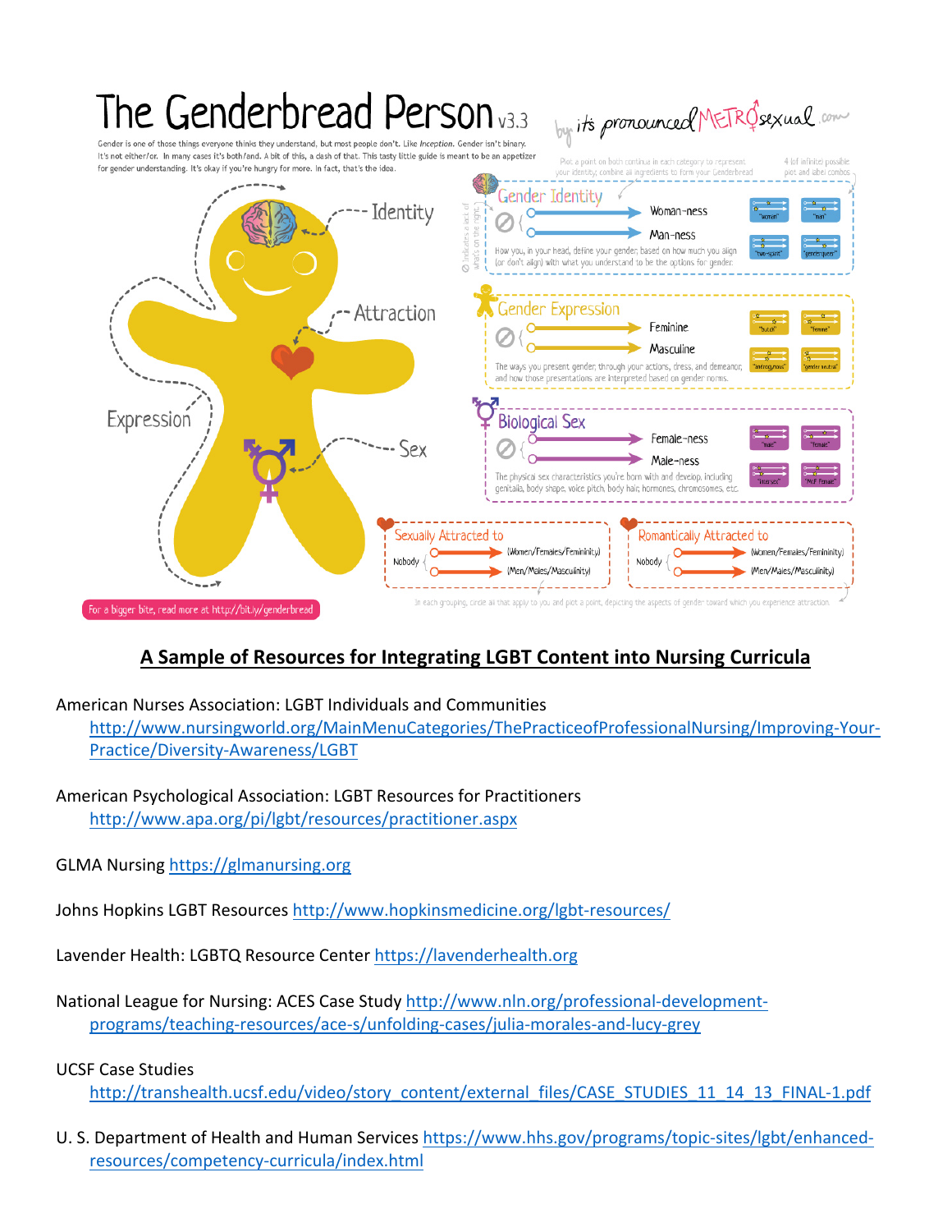# The Genderbread Person v3.3

by its pronounced METROsexual .com

Gender is one of those things everyone thinks they understand, but most people don't. Like *Inception*. Gender isn't binary. It's not either/or. In many cases it's both/and. A bit of this, a dash of that. This tasty little guide is meant to be an appetizer for gender understanding. It's okay if you're hungry for more. In fact, that's the idea.

Plot a point on both continua in each category to represent your identity; combine all ingredients to form your Genderbread

4 (of infinite) possible plot and label combos

Identity

Attraction

Expression

Sex

⊘ Indicates a lack of what's on the right side

**Gender Identity**

Woman-ness

Man-ness

How you, in your head, define your gender, based on how much you align (or don't align) with what you understand to be the options for gender.

"woman" "man" "two-spirit" "genderqueer"

**Gender Expression**

Feminine

Masculine

The ways you present gender, through your actions, dress, and demeanor, and how those presentations are interpreted based on gender norms.

"butch" "femme" "androgynous" "gender neutral"

**Biological Sex**

Female-ness

Male-ness

The physical sex characteristics you're born with and develop, including genitalia, body shape, voice pitch, body hair, hormones, chromosomes, etc.

"male" "female" "intersex" "MtF female"

**Sexually Attracted to**

Nobody

(Women/Females/Femininity)

(Men/Males/Masculinity)

**Romantically Attracted to**

Nobody

(Women/Females/Femininity)

(Men/Males/Masculinity)

In each grouping, circle all that apply to you and plot a point, depicting the aspects of gender toward which you experience attraction.

For a bigger bite, read more at http://bit.ly/genderbread

## A Sample of Resources for Integrating LGBT Content into Nursing Curricula

American Nurses Association: LGBT Individuals and Communities
http://www.nursingworld.org/MainMenuCategories/ThePracticeofProfessionalNursing/Improving-Your-Practice/Diversity-Awareness/LGBT

American Psychological Association: LGBT Resources for Practitioners
http://www.apa.org/pi/lgbt/resources/practitioner.aspx

GLMA Nursing https://glmanursing.org

Johns Hopkins LGBT Resources http://www.hopkinsmedicine.org/lgbt-resources/

Lavender Health: LGBTQ Resource Center https://lavenderhealth.org

National League for Nursing: ACES Case Study http://www.nln.org/professional-development-programs/teaching-resources/ace-s/unfolding-cases/julia-morales-and-lucy-grey

UCSF Case Studies
http://transhealth.ucsf.edu/video/story_content/external_files/CASE_STUDIES_11_14_13_FINAL-1.pdf

U. S. Department of Health and Human Services https://www.hhs.gov/programs/topic-sites/lgbt/enhanced-resources/competency-curricula/index.html